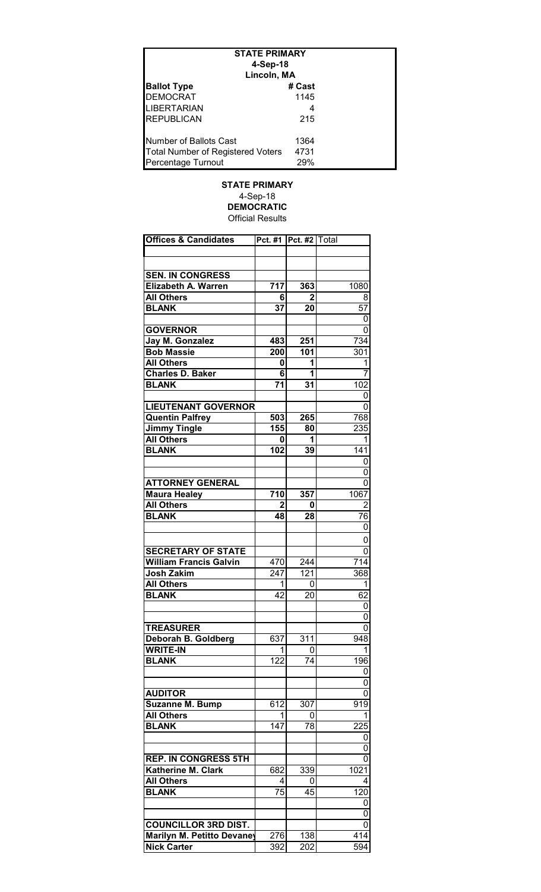| STATE PRIMARY | |
|---|---|
| 4-Sep-18 | |
| Lincoln, MA | |
| **Ballot Type** | **# Cast** |
| DEMOCRAT | 1145 |
| LIBERTARIAN | 4 |
| REPUBLICAN | 215 |
| | |
| Number of Ballots Cast | 1364 |
| Total Number of Registered Voters | 4731 |
| Percentage Turnout | 29% |

**STATE PRIMARY**
4-Sep-18
**DEMOCRATIC**
Official Results

| Offices & Candidates | Pct. #1 | Pct. #2 | Total |
|---|---|---|---|
| | | | |
| | | | |
| **SEN. IN CONGRESS** | | | |
| **Elizabeth A. Warren** | **717** | **363** | 1080 |
| **All Others** | **6** | **2** | 8 |
| **BLANK** | **37** | **20** | 57 |
| | | | 0 |
| **GOVERNOR** | | | 0 |
| **Jay M. Gonzalez** | **483** | **251** | 734 |
| **Bob Massie** | **200** | **101** | 301 |
| **All Others** | **0** | **1** | 1 |
| **Charles D. Baker** | **6** | **1** | 7 |
| **BLANK** | **71** | **31** | 102 |
| | | | 0 |
| **LIEUTENANT GOVERNOR** | | | 0 |
| **Quentin Palfrey** | **503** | **265** | 768 |
| **Jimmy Tingle** | **155** | **80** | 235 |
| **All Others** | **0** | **1** | 1 |
| **BLANK** | **102** | **39** | 141 |
| | | | 0 |
| | | | 0 |
| **ATTORNEY GENERAL** | | | 0 |
| **Maura Healey** | **710** | **357** | 1067 |
| **All Others** | **2** | **0** | 2 |
| **BLANK** | **48** | **28** | 76 |
| | | | 0 |
| | | | 0 |
| **SECRETARY OF STATE** | | | 0 |
| **William Francis Galvin** | 470 | 244 | 714 |
| **Josh Zakim** | 247 | 121 | 368 |
| **All Others** | 1 | 0 | 1 |
| **BLANK** | 42 | 20 | 62 |
| | | | 0 |
| | | | 0 |
| **TREASURER** | | | 0 |
| **Deborah B. Goldberg** | 637 | 311 | 948 |
| **WRITE-IN** | 1 | 0 | 1 |
| **BLANK** | 122 | 74 | 196 |
| | | | 0 |
| | | | 0 |
| **AUDITOR** | | | 0 |
| **Suzanne M. Bump** | 612 | 307 | 919 |
| **All Others** | 1 | 0 | 1 |
| **BLANK** | 147 | 78 | 225 |
| | | | 0 |
| | | | 0 |
| **REP. IN CONGRESS 5TH** | | | 0 |
| **Katherine M. Clark** | 682 | 339 | 1021 |
| **All Others** | 4 | 0 | 4 |
| **BLANK** | 75 | 45 | 120 |
| | | | 0 |
| | | | 0 |
| **COUNCILLOR 3RD DIST.** | | | 0 |
| **Marilyn M. Petitto Devaney** | 276 | 138 | 414 |
| **Nick Carter** | 392 | 202 | 594 |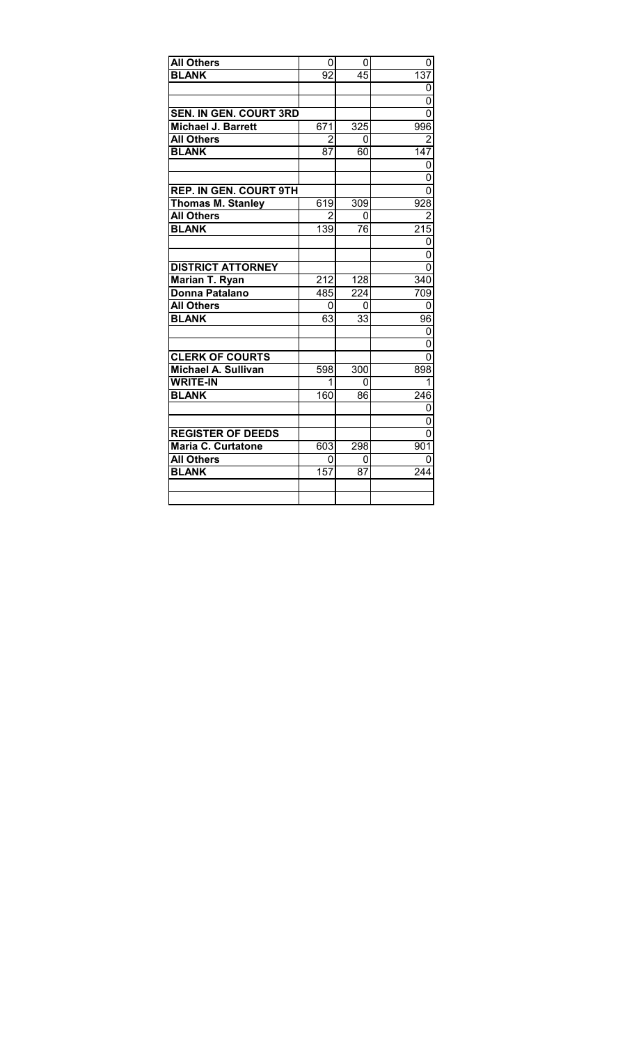| | | | |
|---|---|---|---|
| **All Others** | 0 | 0 | 0 |
| **BLANK** | 92 | 45 | 137 |
| | | | 0 |
| | | | 0 |
| **SEN. IN GEN. COURT 3RD** | | | 0 |
| **Michael J. Barrett** | 671 | 325 | 996 |
| **All Others** | 2 | 0 | 2 |
| **BLANK** | 87 | 60 | 147 |
| | | | 0 |
| | | | 0 |
| **REP. IN GEN. COURT 9TH** | | | 0 |
| **Thomas M. Stanley** | 619 | 309 | 928 |
| **All Others** | 2 | 0 | 2 |
| **BLANK** | 139 | 76 | 215 |
| | | | 0 |
| | | | 0 |
| **DISTRICT ATTORNEY** | | | 0 |
| **Marian T. Ryan** | 212 | 128 | 340 |
| **Donna Patalano** | 485 | 224 | 709 |
| **All Others** | 0 | 0 | 0 |
| **BLANK** | 63 | 33 | 96 |
| | | | 0 |
| | | | 0 |
| **CLERK OF COURTS** | | | 0 |
| **Michael A. Sullivan** | 598 | 300 | 898 |
| **WRITE-IN** | 1 | 0 | 1 |
| **BLANK** | 160 | 86 | 246 |
| | | | 0 |
| | | | 0 |
| **REGISTER OF DEEDS** | | | 0 |
| **Maria C. Curtatone** | 603 | 298 | 901 |
| **All Others** | 0 | 0 | 0 |
| **BLANK** | 157 | 87 | 244 |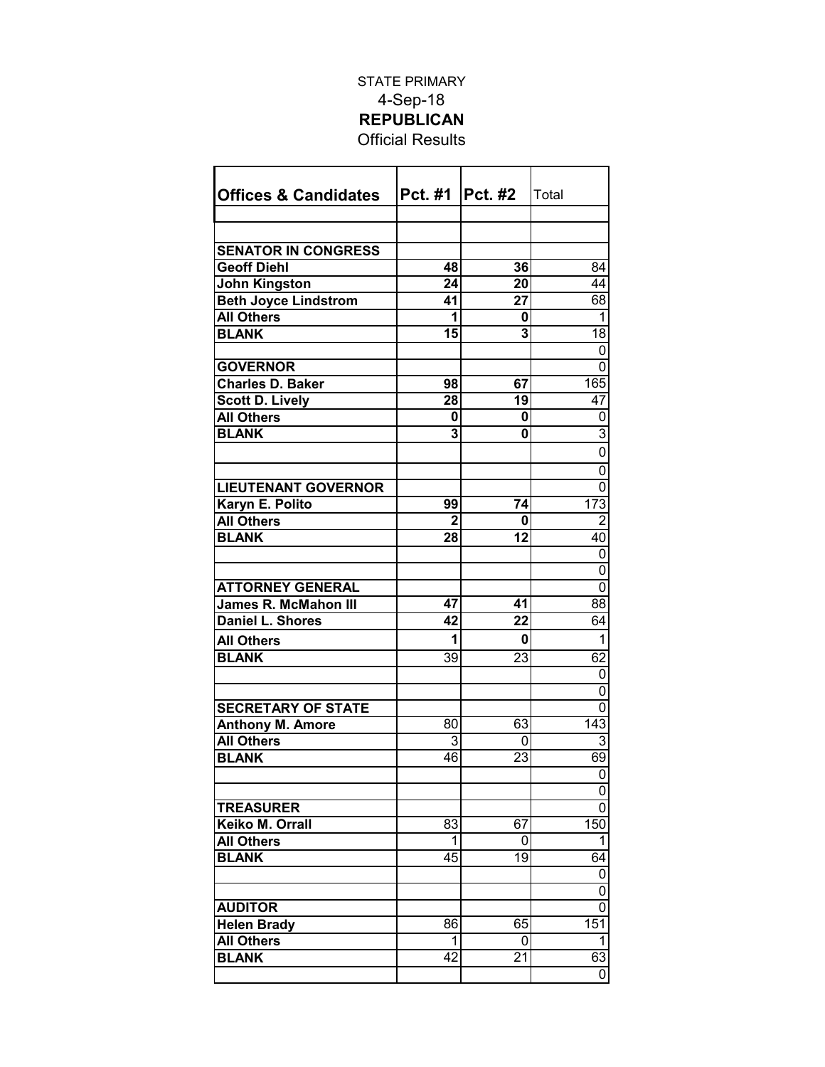STATE PRIMARY
4-Sep-18
**REPUBLICAN**
Official Results

| Offices & Candidates | Pct. #1 | Pct. #2 | Total |
|---|---|---|---|
| | | | |
| | | | |
| **SENATOR IN CONGRESS** | | | |
| **Geoff Diehl** | 48 | 36 | 84 |
| **John Kingston** | 24 | 20 | 44 |
| **Beth Joyce Lindstrom** | 41 | 27 | 68 |
| **All Others** | 1 | 0 | 1 |
| **BLANK** | 15 | 3 | 18 |
| | | | 0 |
| **GOVERNOR** | | | 0 |
| **Charles D. Baker** | 98 | 67 | 165 |
| **Scott D. Lively** | 28 | 19 | 47 |
| **All Others** | 0 | 0 | 0 |
| **BLANK** | 3 | 0 | 3 |
| | | | 0 |
| | | | 0 |
| **LIEUTENANT GOVERNOR** | | | 0 |
| **Karyn E. Polito** | 99 | 74 | 173 |
| **All Others** | 2 | 0 | 2 |
| **BLANK** | 28 | 12 | 40 |
| | | | 0 |
| | | | 0 |
| **ATTORNEY GENERAL** | | | 0 |
| **James R. McMahon III** | 47 | 41 | 88 |
| **Daniel L. Shores** | 42 | 22 | 64 |
| **All Others** | 1 | 0 | 1 |
| **BLANK** | 39 | 23 | 62 |
| | | | 0 |
| | | | 0 |
| **SECRETARY OF STATE** | | | 0 |
| **Anthony M. Amore** | 80 | 63 | 143 |
| **All Others** | 3 | 0 | 3 |
| **BLANK** | 46 | 23 | 69 |
| | | | 0 |
| | | | 0 |
| **TREASURER** | | | 0 |
| **Keiko M. Orrall** | 83 | 67 | 150 |
| **All Others** | 1 | 0 | 1 |
| **BLANK** | 45 | 19 | 64 |
| | | | 0 |
| | | | 0 |
| **AUDITOR** | | | 0 |
| **Helen Brady** | 86 | 65 | 151 |
| **All Others** | 1 | 0 | 1 |
| **BLANK** | 42 | 21 | 63 |
| | | | 0 |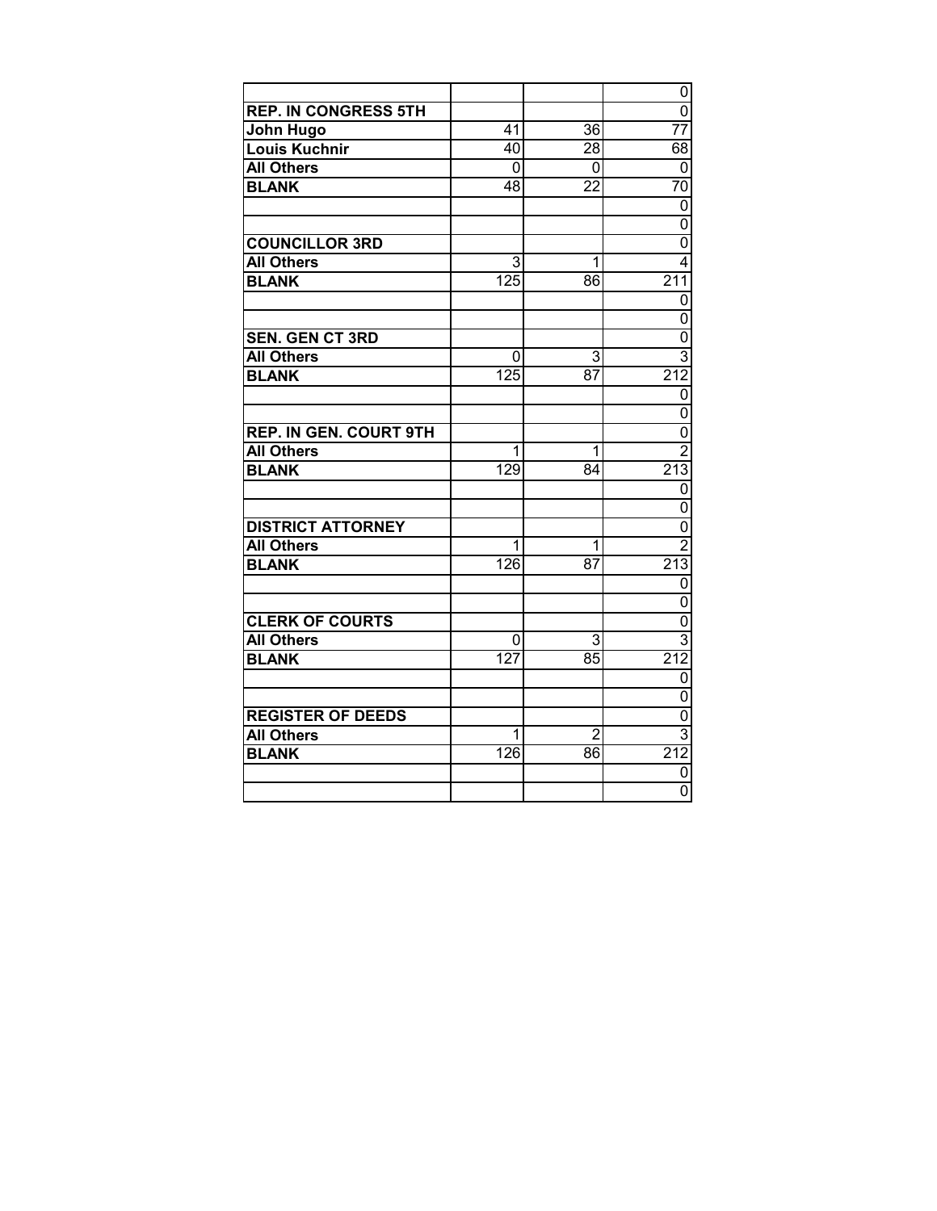| | | | |
|---|---|---|---|
| | | | 0 |
| **REP. IN CONGRESS 5TH** | | | 0 |
| **John Hugo** | 41 | 36 | 77 |
| **Louis Kuchnir** | 40 | 28 | 68 |
| **All Others** | 0 | 0 | 0 |
| **BLANK** | 48 | 22 | 70 |
| | | | 0 |
| | | | 0 |
| **COUNCILLOR 3RD** | | | 0 |
| **All Others** | 3 | 1 | 4 |
| **BLANK** | 125 | 86 | 211 |
| | | | 0 |
| | | | 0 |
| **SEN. GEN CT 3RD** | | | 0 |
| **All Others** | 0 | 3 | 3 |
| **BLANK** | 125 | 87 | 212 |
| | | | 0 |
| | | | 0 |
| **REP. IN GEN. COURT 9TH** | | | 0 |
| **All Others** | 1 | 1 | 2 |
| **BLANK** | 129 | 84 | 213 |
| | | | 0 |
| | | | 0 |
| **DISTRICT ATTORNEY** | | | 0 |
| **All Others** | 1 | 1 | 2 |
| **BLANK** | 126 | 87 | 213 |
| | | | 0 |
| | | | 0 |
| **CLERK OF COURTS** | | | 0 |
| **All Others** | 0 | 3 | 3 |
| **BLANK** | 127 | 85 | 212 |
| | | | 0 |
| | | | 0 |
| **REGISTER OF DEEDS** | | | 0 |
| **All Others** | 1 | 2 | 3 |
| **BLANK** | 126 | 86 | 212 |
| | | | 0 |
| | | | 0 |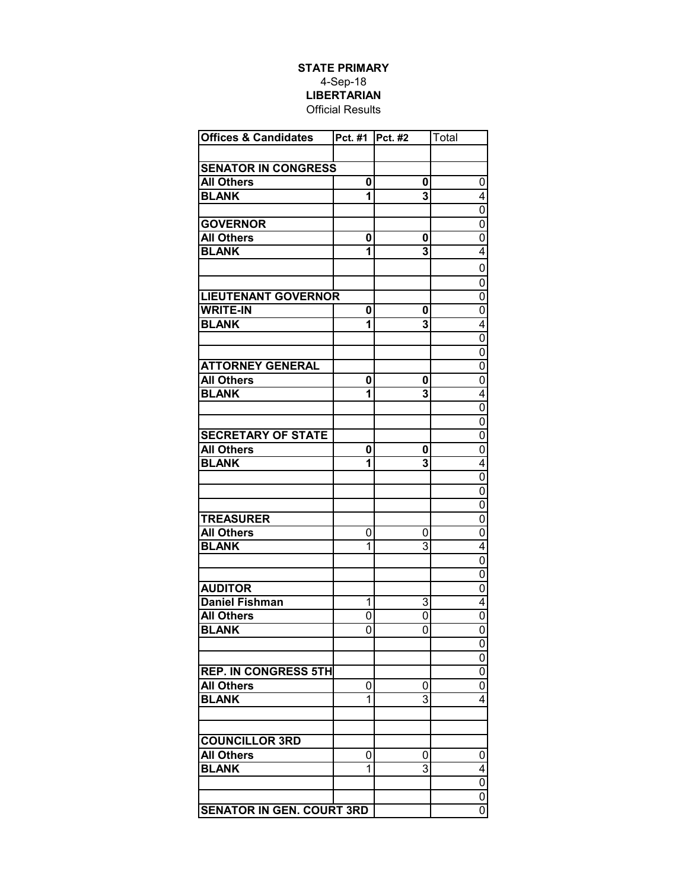**STATE PRIMARY**
4-Sep-18
**LIBERTARIAN**
Official Results

| Offices & Candidates | Pct. #1 | Pct. #2 | Total |
|---|---|---|---|
| | | | |
| **SENATOR IN CONGRESS** | | | |
| **All Others** | **0** | **0** | 0 |
| **BLANK** | **1** | **3** | 4 |
| | | | 0 |
| **GOVERNOR** | | | 0 |
| **All Others** | **0** | **0** | 0 |
| **BLANK** | **1** | **3** | 4 |
| | | | 0 |
| | | | 0 |
| **LIEUTENANT GOVERNOR** | | | 0 |
| **WRITE-IN** | **0** | **0** | 0 |
| **BLANK** | **1** | **3** | 4 |
| | | | 0 |
| | | | 0 |
| **ATTORNEY GENERAL** | | | 0 |
| **All Others** | **0** | **0** | 0 |
| **BLANK** | **1** | **3** | 4 |
| | | | 0 |
| | | | 0 |
| **SECRETARY OF STATE** | | | 0 |
| **All Others** | **0** | **0** | 0 |
| **BLANK** | **1** | **3** | 4 |
| | | | 0 |
| | | | 0 |
| | | | 0 |
| **TREASURER** | | | 0 |
| **All Others** | 0 | 0 | 0 |
| **BLANK** | 1 | 3 | 4 |
| | | | 0 |
| | | | 0 |
| **AUDITOR** | | | 0 |
| **Daniel Fishman** | 1 | 3 | 4 |
| **All Others** | 0 | 0 | 0 |
| **BLANK** | 0 | 0 | 0 |
| | | | 0 |
| | | | 0 |
| **REP. IN CONGRESS 5TH** | | | 0 |
| **All Others** | 0 | 0 | 0 |
| **BLANK** | 1 | 3 | 4 |
| | | | |
| | | | |
| **COUNCILLOR 3RD** | | | |
| **All Others** | 0 | 0 | 0 |
| **BLANK** | 1 | 3 | 4 |
| | | | 0 |
| | | | 0 |
| **SENATOR IN GEN. COURT 3RD** | | | 0 |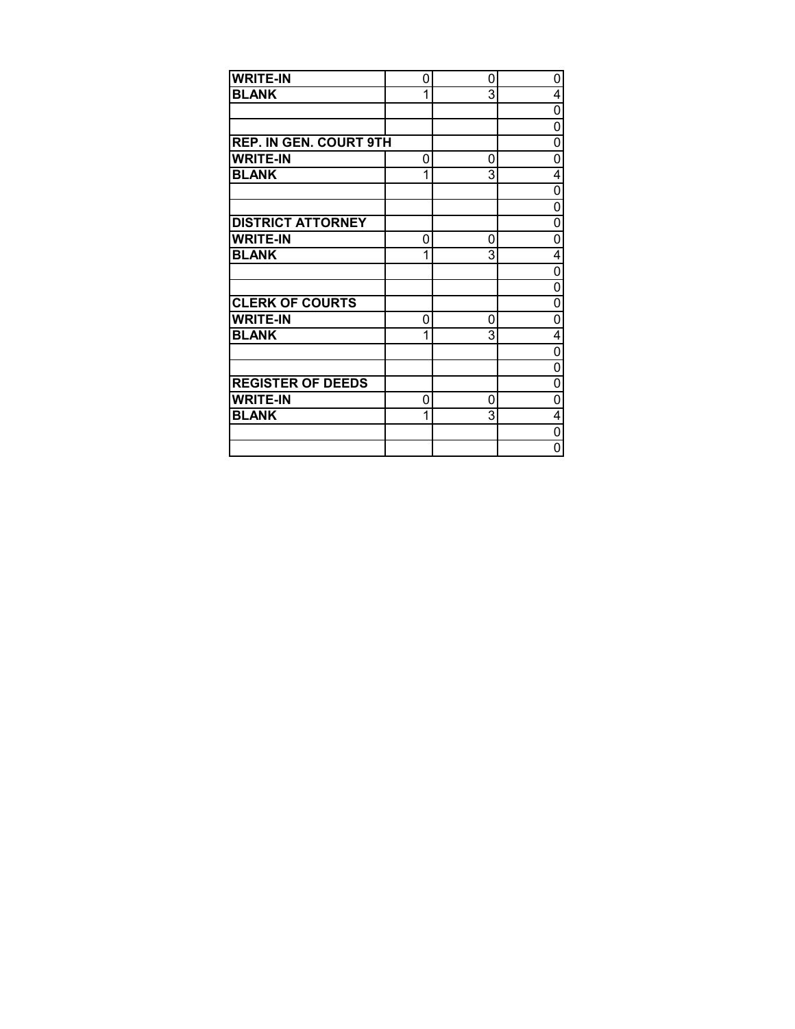| | | | |
|---|---|---|---|
| **WRITE-IN** | 0 | 0 | 0 |
| **BLANK** | 1 | 3 | 4 |
| | | | 0 |
| | | | 0 |
| **REP. IN GEN. COURT 9TH** | | | 0 |
| **WRITE-IN** | 0 | 0 | 0 |
| **BLANK** | 1 | 3 | 4 |
| | | | 0 |
| | | | 0 |
| **DISTRICT ATTORNEY** | | | 0 |
| **WRITE-IN** | 0 | 0 | 0 |
| **BLANK** | 1 | 3 | 4 |
| | | | 0 |
| | | | 0 |
| **CLERK OF COURTS** | | | 0 |
| **WRITE-IN** | 0 | 0 | 0 |
| **BLANK** | 1 | 3 | 4 |
| | | | 0 |
| | | | 0 |
| **REGISTER OF DEEDS** | | | 0 |
| **WRITE-IN** | 0 | 0 | 0 |
| **BLANK** | 1 | 3 | 4 |
| | | | 0 |
| | | | 0 |